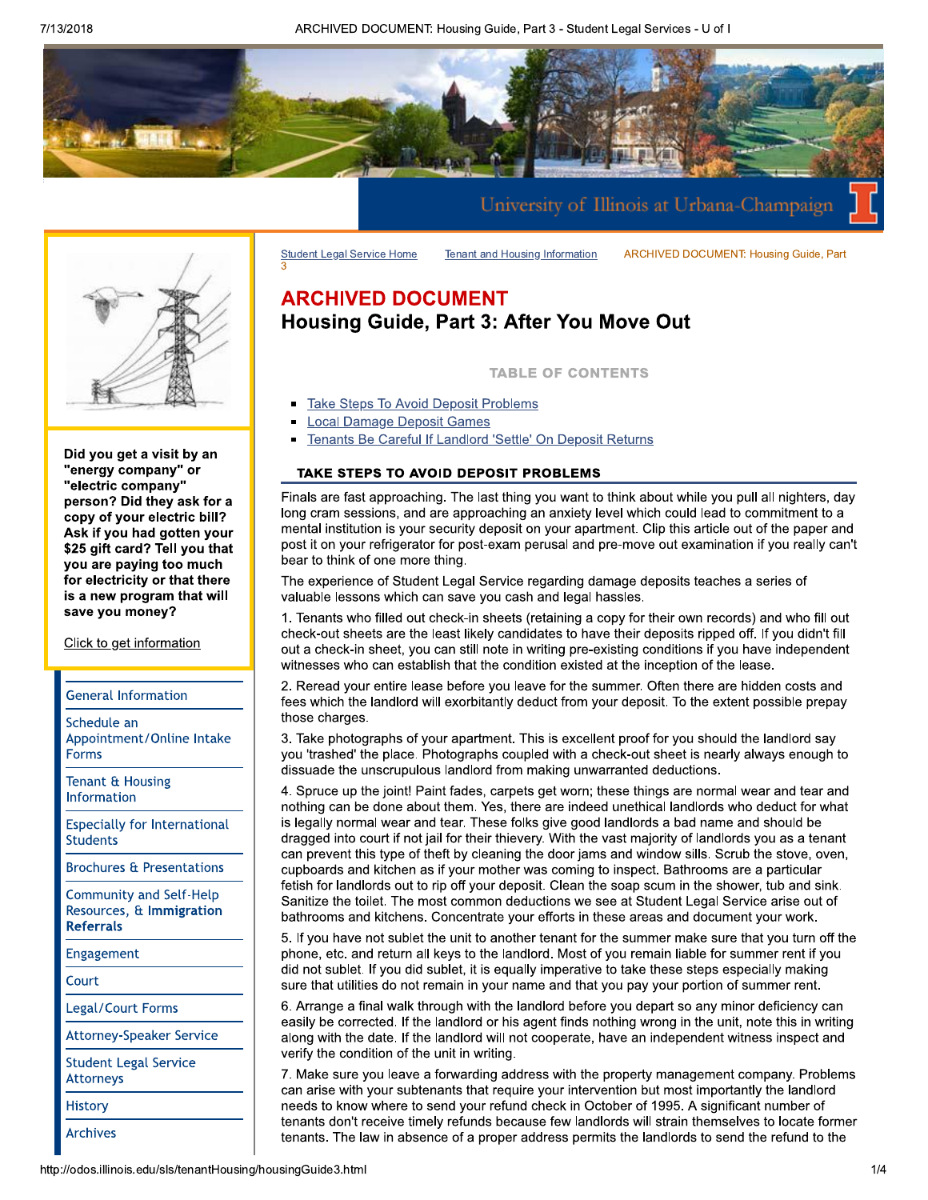Student Legal Service Home | Tenant and Housing Information | ARCHIVED DOCUMENT: Housing Guide, Part 3

# ARCHIVED DOCUMENT

## Housing Guide, Part 3: After You Move Out

### TABLE OF CONTENTS

- Take Steps To Avoid Deposit Problems
- Local Damage Deposit Games
- Tenants Be Careful If Landlord 'Settle' On Deposit Returns

### TAKE STEPS TO AVOID DEPOSIT PROBLEMS

Finals are fast approaching. The last thing you want to think about while you pull all nighters, day long cram sessions, and are approaching an anxiety level which could lead to commitment to a mental institution is your security deposit on your apartment. Clip this article out of the paper and post it on your refrigerator for post-exam perusal and pre-move out examination if you really can't bear to think of one more thing.

The experience of Student Legal Service regarding damage deposits teaches a series of valuable lessons which can save you cash and legal hassles.

1. Tenants who filled out check-in sheets (retaining a copy for their own records) and who fill out check-out sheets are the least likely candidates to have their deposits ripped off. If you didn't fill out a check-in sheet, you can still note in writing pre-existing conditions if you have independent witnesses who can establish that the condition existed at the inception of the lease.

2. Reread your entire lease before you leave for the summer. Often there are hidden costs and fees which the landlord will exorbitantly deduct from your deposit. To the extent possible prepay those charges.

3. Take photographs of your apartment. This is excellent proof for you should the landlord say you 'trashed' the place. Photographs coupled with a check-out sheet is nearly always enough to dissuade the unscrupulous landlord from making unwarranted deductions.

4. Spruce up the joint! Paint fades, carpets get worn; these things are normal wear and tear and nothing can be done about them. Yes, there are indeed unethical landlords who deduct for what is legally normal wear and tear. These folks give good landlords a bad name and should be dragged into court if not jail for their thievery. With the vast majority of landlords you as a tenant can prevent this type of theft by cleaning the door jams and window sills. Scrub the stove, oven, cupboards and kitchen as if your mother was coming to inspect. Bathrooms are a particular fetish for landlords out to rip off your deposit. Clean the soap scum in the shower, tub and sink. Sanitize the toilet. The most common deductions we see at Student Legal Service arise out of bathrooms and kitchens. Concentrate your efforts in these areas and document your work.

5. If you have not sublet the unit to another tenant for the summer make sure that you turn off the phone, etc. and return all keys to the landlord. Most of you remain liable for summer rent if you did not sublet. If you did sublet, it is equally imperative to take these steps especially making sure that utilities do not remain in your name and that you pay your portion of summer rent.

6. Arrange a final walk through with the landlord before you depart so any minor deficiency can easily be corrected. If the landlord or his agent finds nothing wrong in the unit, note this in writing along with the date. If the landlord will not cooperate, have an independent witness inspect and verify the condition of the unit in writing.

7. Make sure you leave a forwarding address with the property management company. Problems can arise with your subtenants that require your intervention but most importantly the landlord needs to know where to send your refund check in October of 1995. A significant number of tenants don't receive timely refunds because few landlords will strain themselves to locate former tenants. The law in absence of a proper address permits the landlords to send the refund to the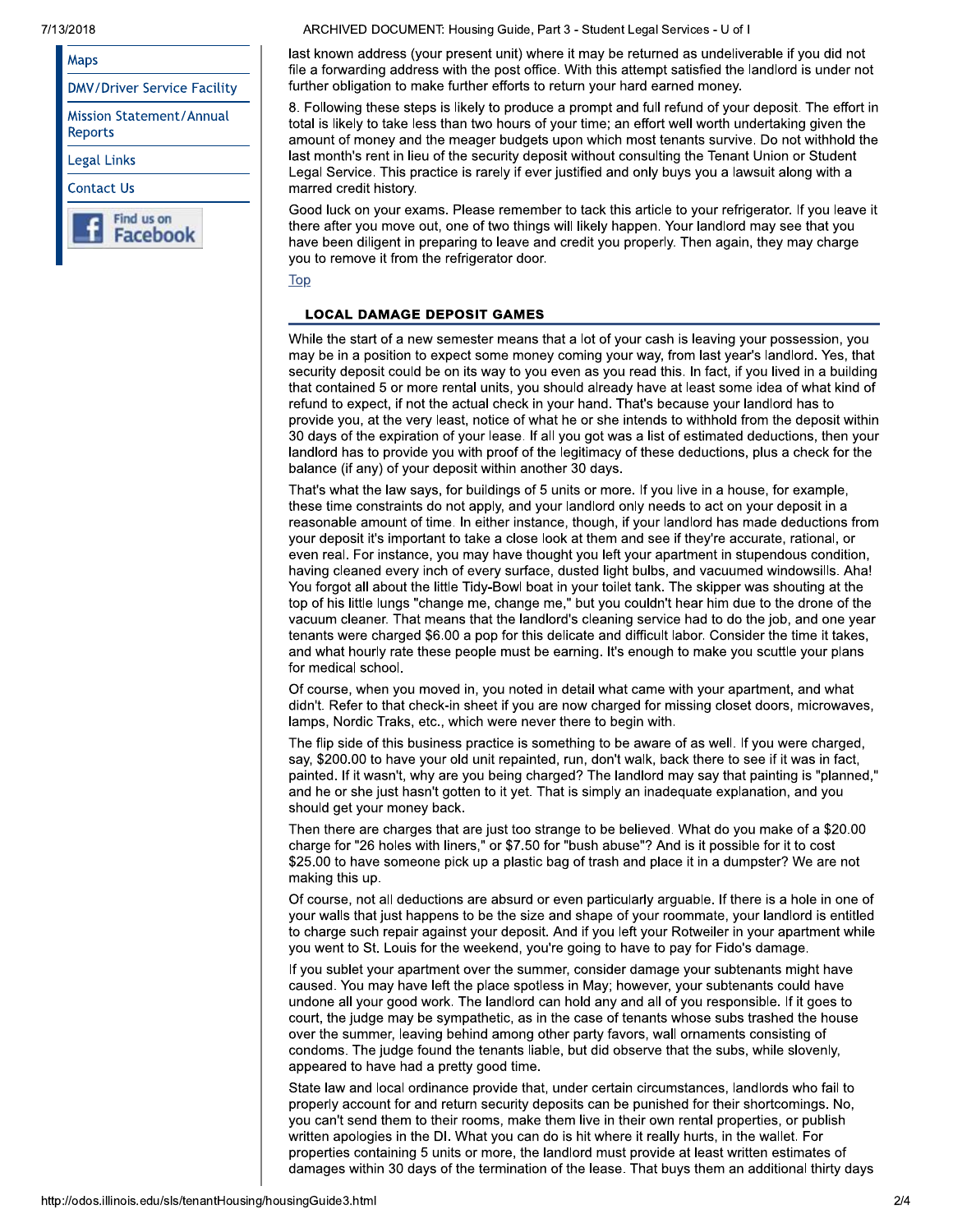- Maps
- DMV/Driver Service Facility
- Mission Statement/Annual Reports
- Legal Links
- Contact Us

last known address (your present unit) where it may be returned as undeliverable if you did not file a forwarding address with the post office. With this attempt satisfied the landlord is under not further obligation to make further efforts to return your hard earned money.

8. Following these steps is likely to produce a prompt and full refund of your deposit. The effort in total is likely to take less than two hours of your time; an effort well worth undertaking given the amount of money and the meager budgets upon which most tenants survive. Do not withhold the last month's rent in lieu of the security deposit without consulting the Tenant Union or Student Legal Service. This practice is rarely if ever justified and only buys you a lawsuit along with a marred credit history.

Good luck on your exams. Please remember to tack this article to your refrigerator. If you leave it there after you move out, one of two things will likely happen. Your landlord may see that you have been diligent in preparing to leave and credit you properly. Then again, they may charge you to remove it from the refrigerator door.

Top

### LOCAL DAMAGE DEPOSIT GAMES

While the start of a new semester means that a lot of your cash is leaving your possession, you may be in a position to expect some money coming your way, from last year's landlord. Yes, that security deposit could be on its way to you even as you read this. In fact, if you lived in a building that contained 5 or more rental units, you should already have at least some idea of what kind of refund to expect, if not the actual check in your hand. That's because your landlord has to provide you, at the very least, notice of what he or she intends to withhold from the deposit within 30 days of the expiration of your lease. If all you got was a list of estimated deductions, then your landlord has to provide you with proof of the legitimacy of these deductions, plus a check for the balance (if any) of your deposit within another 30 days.

That's what the law says, for buildings of 5 units or more. If you live in a house, for example, these time constraints do not apply, and your landlord only needs to act on your deposit in a reasonable amount of time. In either instance, though, if your landlord has made deductions from your deposit it's important to take a close look at them and see if they're accurate, rational, or even real. For instance, you may have thought you left your apartment in stupendous condition, having cleaned every inch of every surface, dusted light bulbs, and vacuumed windowsills. Aha! You forgot all about the little Tidy-Bowl boat in your toilet tank. The skipper was shouting at the top of his little lungs "change me, change me," but you couldn't hear him due to the drone of the vacuum cleaner. That means that the landlord's cleaning service had to do the job, and one year tenants were charged $6.00 a pop for this delicate and difficult labor. Consider the time it takes, and what hourly rate these people must be earning. It's enough to make you scuttle your plans for medical school.

Of course, when you moved in, you noted in detail what came with your apartment, and what didn't. Refer to that check-in sheet if you are now charged for missing closet doors, microwaves, lamps, Nordic Traks, etc., which were never there to begin with.

The flip side of this business practice is something to be aware of as well. If you were charged, say, $200.00 to have your old unit repainted, run, don't walk, back there to see if it was in fact, painted. If it wasn't, why are you being charged? The landlord may say that painting is "planned," and he or she just hasn't gotten to it yet. That is simply an inadequate explanation, and you should get your money back.

Then there are charges that are just too strange to be believed. What do you make of a $20.00 charge for "26 holes with liners," or $7.50 for "bush abuse"? And is it possible for it to cost $25.00 to have someone pick up a plastic bag of trash and place it in a dumpster? We are not making this up.

Of course, not all deductions are absurd or even particularly arguable. If there is a hole in one of your walls that just happens to be the size and shape of your roommate, your landlord is entitled to charge such repair against your deposit. And if you left your Rotweiler in your apartment while you went to St. Louis for the weekend, you're going to have to pay for Fido's damage.

If you sublet your apartment over the summer, consider damage your subtenants might have caused. You may have left the place spotless in May; however, your subtenants could have undone all your good work. The landlord can hold any and all of you responsible. If it goes to court, the judge may be sympathetic, as in the case of tenants whose subs trashed the house over the summer, leaving behind among other party favors, wall ornaments consisting of condoms. The judge found the tenants liable, but did observe that the subs, while slovenly, appeared to have had a pretty good time.

State law and local ordinance provide that, under certain circumstances, landlords who fail to properly account for and return security deposits can be punished for their shortcomings. No, you can't send them to their rooms, make them live in their own rental properties, or publish written apologies in the DI. What you can do is hit where it really hurts, in the wallet. For properties containing 5 units or more, the landlord must provide at least written estimates of damages within 30 days of the termination of the lease. That buys them an additional thirty days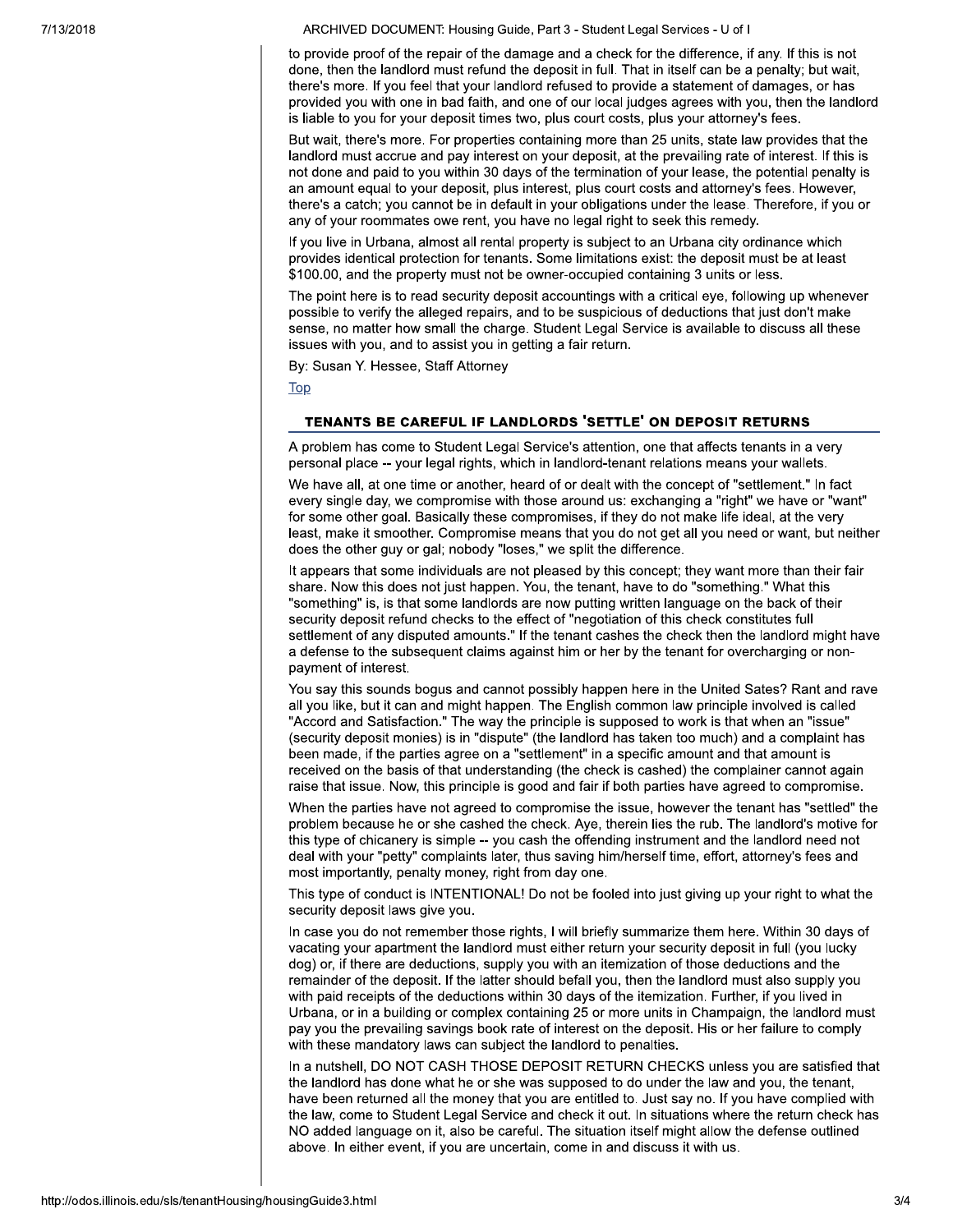to provide proof of the repair of the damage and a check for the difference, if any. If this is not done, then the landlord must refund the deposit in full. That in itself can be a penalty; but wait, there's more. If you feel that your landlord refused to provide a statement of damages, or has provided you with one in bad faith, and one of our local judges agrees with you, then the landlord is liable to you for your deposit times two, plus court costs, plus your attorney's fees.

But wait, there's more. For properties containing more than 25 units, state law provides that the landlord must accrue and pay interest on your deposit, at the prevailing rate of interest. If this is not done and paid to you within 30 days of the termination of your lease, the potential penalty is an amount equal to your deposit, plus interest, plus court costs and attorney's fees. However, there's a catch; you cannot be in default in your obligations under the lease. Therefore, if you or any of your roommates owe rent, you have no legal right to seek this remedy.

If you live in Urbana, almost all rental property is subject to an Urbana city ordinance which provides identical protection for tenants. Some limitations exist: the deposit must be at least \$100.00, and the property must not be owner-occupied containing 3 units or less.

The point here is to read security deposit accountings with a critical eye, following up whenever possible to verify the alleged repairs, and to be suspicious of deductions that just don't make sense, no matter how small the charge. Student Legal Service is available to discuss all these issues with you, and to assist you in getting a fair return.

By: Susan Y. Hessee, Staff Attorney

Top

## TENANTS BE CAREFUL IF LANDLORDS 'SETTLE' ON DEPOSIT RETURNS

A problem has come to Student Legal Service's attention, one that affects tenants in a very personal place -- your legal rights, which in landlord-tenant relations means your wallets.

We have all, at one time or another, heard of or dealt with the concept of "settlement." In fact every single day, we compromise with those around us: exchanging a "right" we have or "want" for some other goal. Basically these compromises, if they do not make life ideal, at the very least, make it smoother. Compromise means that you do not get all you need or want, but neither does the other guy or gal; nobody "loses," we split the difference.

It appears that some individuals are not pleased by this concept; they want more than their fair share. Now this does not just happen. You, the tenant, have to do "something." What this "something" is, is that some landlords are now putting written language on the back of their security deposit refund checks to the effect of "negotiation of this check constitutes full settlement of any disputed amounts." If the tenant cashes the check then the landlord might have a defense to the subsequent claims against him or her by the tenant for overcharging or non-payment of interest.

You say this sounds bogus and cannot possibly happen here in the United Sates? Rant and rave all you like, but it can and might happen. The English common law principle involved is called "Accord and Satisfaction." The way the principle is supposed to work is that when an "issue" (security deposit monies) is in "dispute" (the landlord has taken too much) and a complaint has been made, if the parties agree on a "settlement" in a specific amount and that amount is received on the basis of that understanding (the check is cashed) the complainer cannot again raise that issue. Now, this principle is good and fair if both parties have agreed to compromise.

When the parties have not agreed to compromise the issue, however the tenant has "settled" the problem because he or she cashed the check. Aye, therein lies the rub. The landlord's motive for this type of chicanery is simple -- you cash the offending instrument and the landlord need not deal with your "petty" complaints later, thus saving him/herself time, effort, attorney's fees and most importantly, penalty money, right from day one.

This type of conduct is INTENTIONAL! Do not be fooled into just giving up your right to what the security deposit laws give you.

In case you do not remember those rights, I will briefly summarize them here. Within 30 days of vacating your apartment the landlord must either return your security deposit in full (you lucky dog) or, if there are deductions, supply you with an itemization of those deductions and the remainder of the deposit. If the latter should befall you, then the landlord must also supply you with paid receipts of the deductions within 30 days of the itemization. Further, if you lived in Urbana, or in a building or complex containing 25 or more units in Champaign, the landlord must pay you the prevailing savings book rate of interest on the deposit. His or her failure to comply with these mandatory laws can subject the landlord to penalties.

In a nutshell, DO NOT CASH THOSE DEPOSIT RETURN CHECKS unless you are satisfied that the landlord has done what he or she was supposed to do under the law and you, the tenant, have been returned all the money that you are entitled to. Just say no. If you have complied with the law, come to Student Legal Service and check it out. In situations where the return check has NO added language on it, also be careful. The situation itself might allow the defense outlined above. In either event, if you are uncertain, come in and discuss it with us.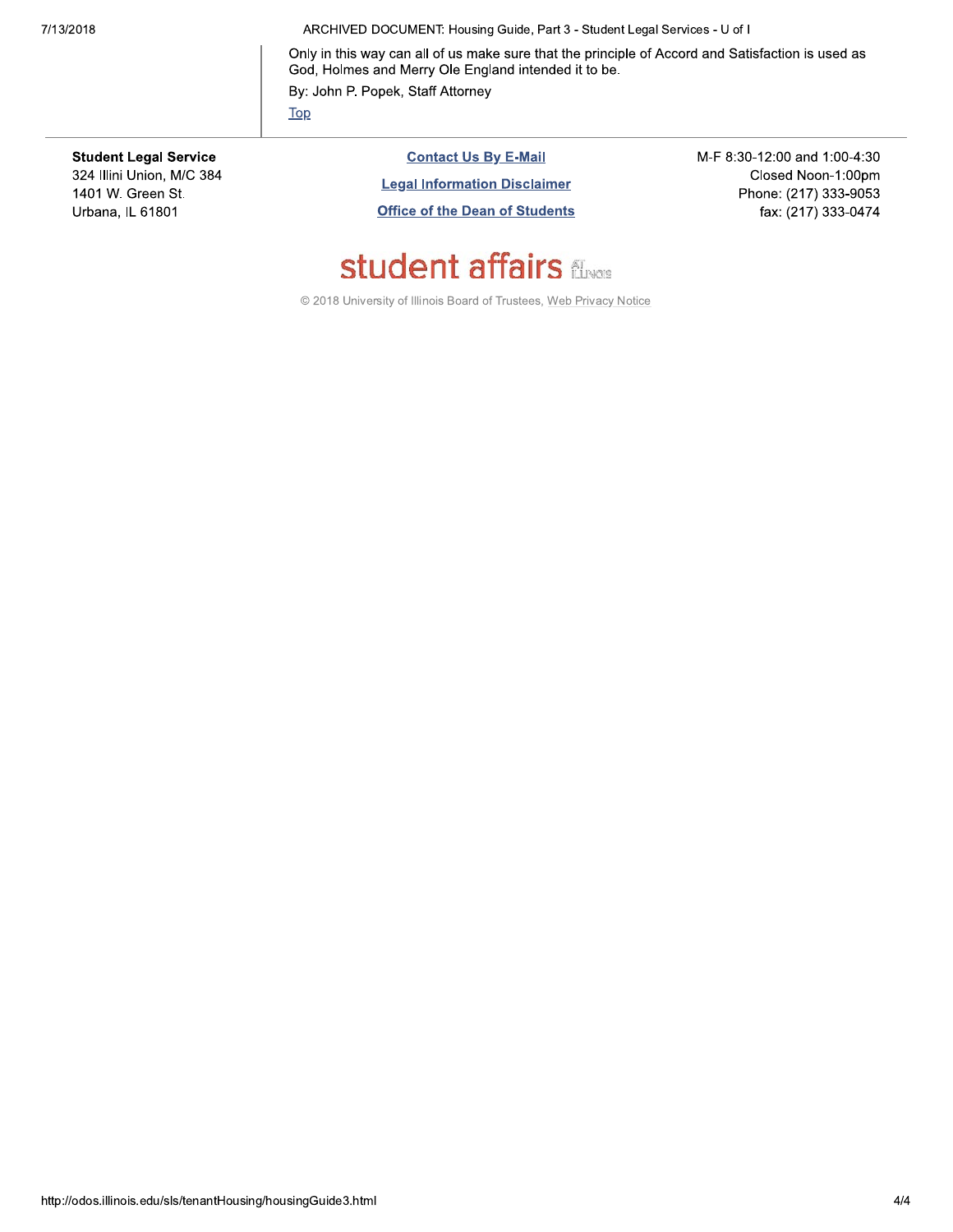Only in this way can all of us make sure that the principle of Accord and Satisfaction is used as God, Holmes and Merry Ole England intended it to be.

By: John P. Popek, Staff Attorney

Top

**Student Legal Service**
324 Illini Union, M/C 384
1401 W. Green St.
Urbana, IL 61801

**Contact Us By E-Mail**

**Legal Information Disclaimer**

**Office of the Dean of Students**

M-F 8:30-12:00 and 1:00-4:30
Closed Noon-1:00pm
Phone: (217) 333-9053
fax: (217) 333-0474

student affairs AT ILLINOIS

© 2018 University of Illinois Board of Trustees, Web Privacy Notice